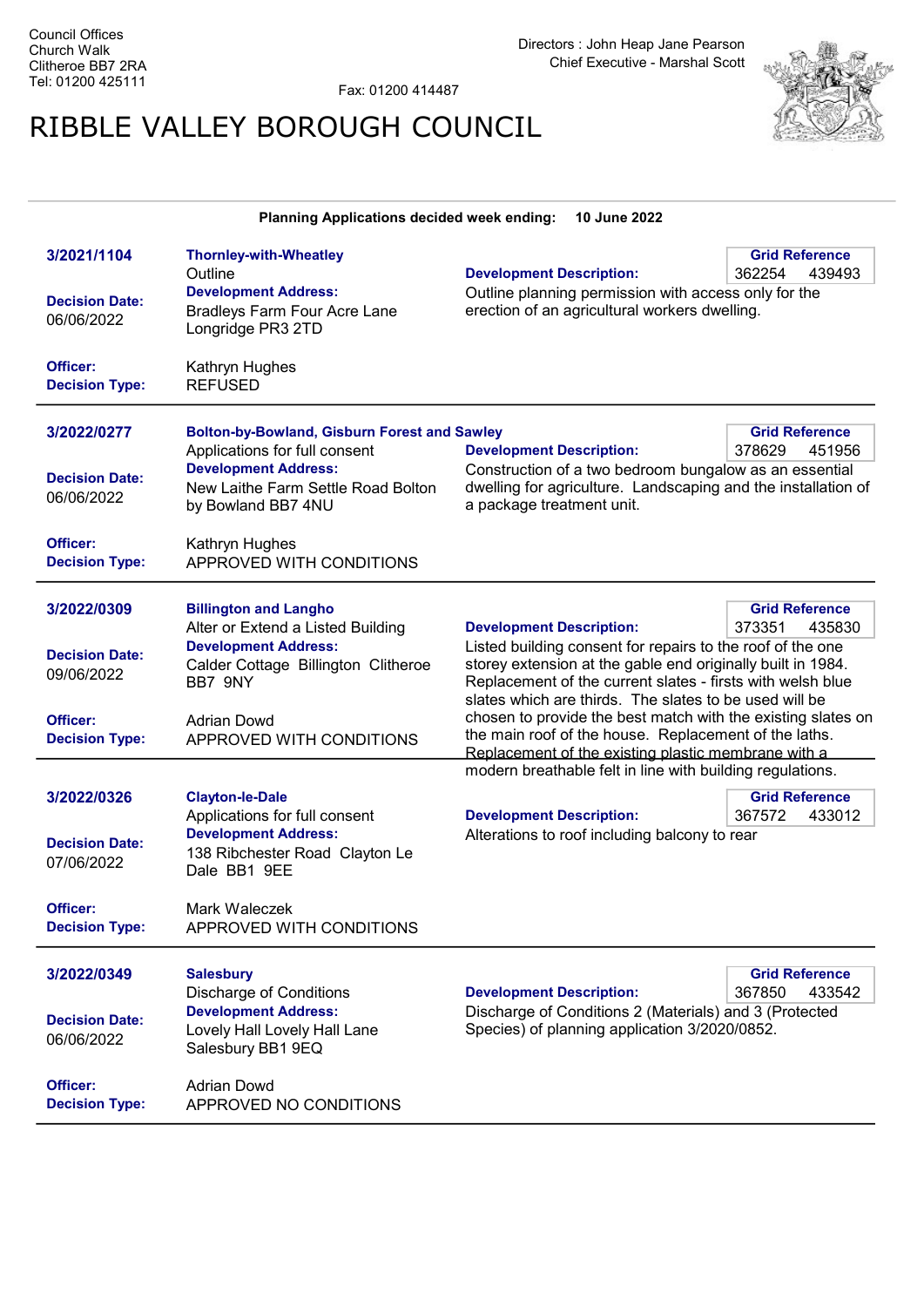Council Offices
Church Walk
Clitheroe BB7 2RA
Tel: 01200 425111

Fax: 01200 414487

Directors : John Heap Jane Pearson
Chief Executive - Marshal Scott

# RIBBLE VALLEY BOROUGH COUNCIL

**Planning Applications decided week ending: 10 June 2022**

---

**3/2021/1104**
**Thornley-with-Wheatley**
Outline

**Decision Date:** 06/06/2022

**Development Address:**
Bradleys Farm Four Acre Lane Longridge PR3 2TD

**Grid Reference:** 362254 439493

**Development Description:**
Outline planning permission with access only for the erection of an agricultural workers dwelling.

**Officer:** Kathryn Hughes
**Decision Type:** REFUSED

---

**3/2022/0277**
**Bolton-by-Bowland, Gisburn Forest and Sawley**
Applications for full consent

**Decision Date:** 06/06/2022

**Development Address:**
New Laithe Farm Settle Road Bolton by Bowland BB7 4NU

**Grid Reference:** 378629 451956

**Development Description:**
Construction of a two bedroom bungalow as an essential dwelling for agriculture. Landscaping and the installation of a package treatment unit.

**Officer:** Kathryn Hughes
**Decision Type:** APPROVED WITH CONDITIONS

---

**3/2022/0309**
**Billington and Langho**
Alter or Extend a Listed Building

**Decision Date:** 09/06/2022

**Development Address:**
Calder Cottage Billington Clitheroe BB7 9NY

**Grid Reference:** 373351 435830

**Development Description:**
Listed building consent for repairs to the roof of the one storey extension at the gable end originally built in 1984. Replacement of the current slates - firsts with welsh blue slates which are thirds. The slates to be used will be chosen to provide the best match with the existing slates on the main roof of the house. Replacement of the laths. Replacement of the existing plastic membrane with a modern breathable felt in line with building regulations.

**Officer:** Adrian Dowd
**Decision Type:** APPROVED WITH CONDITIONS

---

**3/2022/0326**
**Clayton-le-Dale**
Applications for full consent

**Decision Date:** 07/06/2022

**Development Address:**
138 Ribchester Road Clayton Le Dale BB1 9EE

**Grid Reference:** 367572 433012

**Development Description:**
Alterations to roof including balcony to rear

**Officer:** Mark Waleczek
**Decision Type:** APPROVED WITH CONDITIONS

---

**3/2022/0349**
**Salesbury**
Discharge of Conditions

**Decision Date:** 06/06/2022

**Development Address:**
Lovely Hall Lovely Hall Lane Salesbury BB1 9EQ

**Grid Reference:** 367850 433542

**Development Description:**
Discharge of Conditions 2 (Materials) and 3 (Protected Species) of planning application 3/2020/0852.

**Officer:** Adrian Dowd
**Decision Type:** APPROVED NO CONDITIONS

---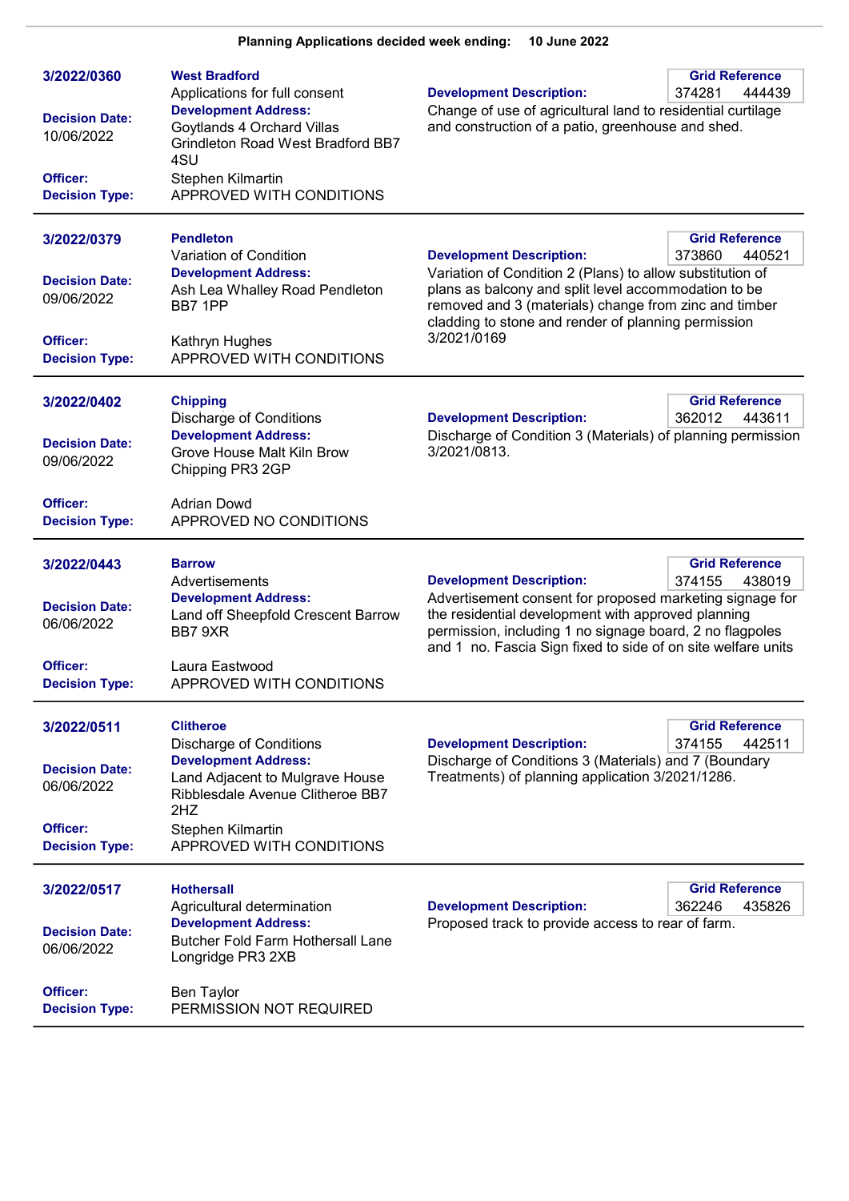**Planning Applications decided week ending: 10 June 2022**

---

**3/2022/0360**

**West Bradford**
Applications for full consent

**Decision Date:** 10/06/2022

**Development Address:**
Goytlands 4 Orchard Villas Grindleton Road West Bradford BB7 4SU

**Officer:** Stephen Kilmartin

**Decision Type:** APPROVED WITH CONDITIONS

**Development Description:**
Change of use of agricultural land to residential curtilage and construction of a patio, greenhouse and shed.

**Grid Reference** 374281 444439

---

**3/2022/0379**

**Pendleton**
Variation of Condition

**Decision Date:** 09/06/2022

**Development Address:**
Ash Lea Whalley Road Pendleton BB7 1PP

**Officer:** Kathryn Hughes

**Decision Type:** APPROVED WITH CONDITIONS

**Development Description:**
Variation of Condition 2 (Plans) to allow substitution of plans as balcony and split level accommodation to be removed and 3 (materials) change from zinc and timber cladding to stone and render of planning permission 3/2021/0169

**Grid Reference** 373860 440521

---

**3/2022/0402**

**Chipping**
Discharge of Conditions

**Decision Date:** 09/06/2022

**Development Address:**
Grove House Malt Kiln Brow Chipping PR3 2GP

**Officer:** Adrian Dowd

**Decision Type:** APPROVED NO CONDITIONS

**Development Description:**
Discharge of Condition 3 (Materials) of planning permission 3/2021/0813.

**Grid Reference** 362012 443611

---

**3/2022/0443**

**Barrow**
Advertisements

**Decision Date:** 06/06/2022

**Development Address:**
Land off Sheepfold Crescent Barrow BB7 9XR

**Officer:** Laura Eastwood

**Decision Type:** APPROVED WITH CONDITIONS

**Development Description:**
Advertisement consent for proposed marketing signage for the residential development with approved planning permission, including 1 no signage board, 2 no flagpoles and 1 no. Fascia Sign fixed to side of on site welfare units

**Grid Reference** 374155 438019

---

**3/2022/0511**

**Clitheroe**
Discharge of Conditions

**Decision Date:** 06/06/2022

**Development Address:**
Land Adjacent to Mulgrave House Ribblesdale Avenue Clitheroe BB7 2HZ

**Officer:** Stephen Kilmartin

**Decision Type:** APPROVED WITH CONDITIONS

**Development Description:**
Discharge of Conditions 3 (Materials) and 7 (Boundary Treatments) of planning application 3/2021/1286.

**Grid Reference** 374155 442511

---

**3/2022/0517**

**Hothersall**
Agricultural determination

**Decision Date:** 06/06/2022

**Development Address:**
Butcher Fold Farm Hothersall Lane Longridge PR3 2XB

**Officer:** Ben Taylor

**Decision Type:** PERMISSION NOT REQUIRED

**Development Description:**
Proposed track to provide access to rear of farm.

**Grid Reference** 362246 435826